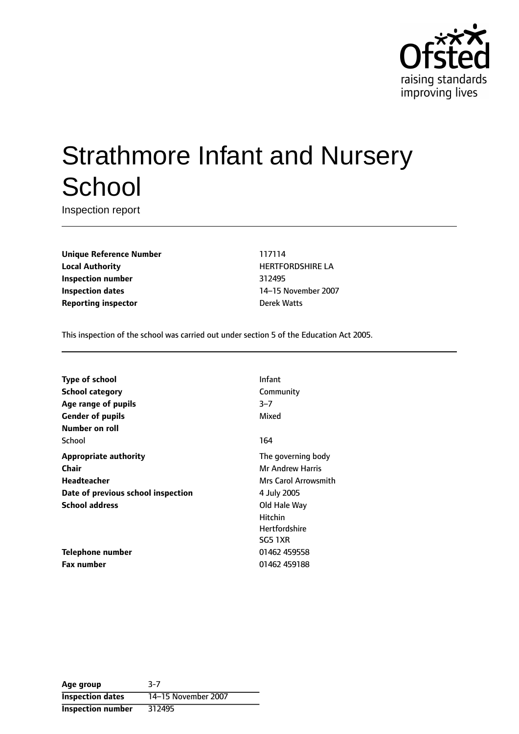# Strathmore Infant and Nursery School

Inspection report

| | |
|---|---|
| **Unique Reference Number** | 117114 |
| **Local Authority** | HERTFORDSHIRE LA |
| **Inspection number** | 312495 |
| **Inspection dates** | 14–15 November 2007 |
| **Reporting inspector** | Derek Watts |

This inspection of the school was carried out under section 5 of the Education Act 2005.

| | |
|---|---|
| **Type of school** | Infant |
| **School category** | Community |
| **Age range of pupils** | 3–7 |
| **Gender of pupils** | Mixed |
| **Number on roll** | |
| School | 164 |
| **Appropriate authority** | The governing body |
| **Chair** | Mr Andrew Harris |
| **Headteacher** | Mrs Carol Arrowsmith |
| **Date of previous school inspection** | 4 July 2005 |
| **School address** | Old Hale Way<br>Hitchin<br>Hertfordshire<br>SG5 1XR |
| **Telephone number** | 01462 459558 |
| **Fax number** | 01462 459188 |

| | |
|---|---|
| **Age group** | 3-7 |
| **Inspection dates** | 14–15 November 2007 |
| **Inspection number** | 312495 |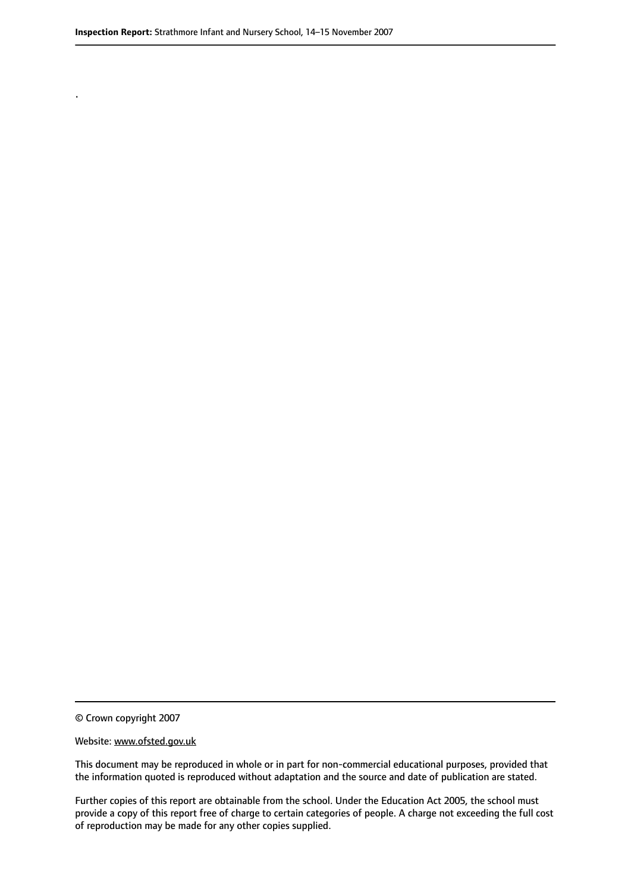.

© Crown copyright 2007

Website: www.ofsted.gov.uk

This document may be reproduced in whole or in part for non-commercial educational purposes, provided that the information quoted is reproduced without adaptation and the source and date of publication are stated.

Further copies of this report are obtainable from the school. Under the Education Act 2005, the school must provide a copy of this report free of charge to certain categories of people. A charge not exceeding the full cost of reproduction may be made for any other copies supplied.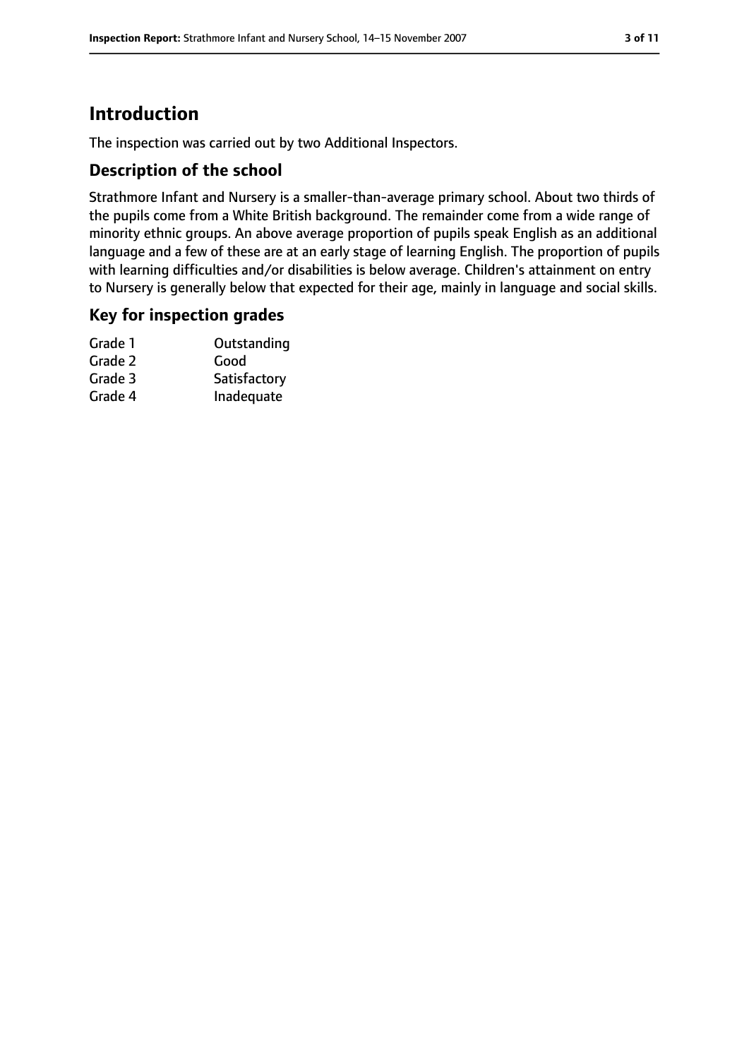# Introduction

The inspection was carried out by two Additional Inspectors.

## Description of the school

Strathmore Infant and Nursery is a smaller-than-average primary school. About two thirds of the pupils come from a White British background. The remainder come from a wide range of minority ethnic groups. An above average proportion of pupils speak English as an additional language and a few of these are at an early stage of learning English. The proportion of pupils with learning difficulties and/or disabilities is below average. Children's attainment on entry to Nursery is generally below that expected for their age, mainly in language and social skills.

## Key for inspection grades

| | |
|---|---|
| Grade 1 | Outstanding |
| Grade 2 | Good |
| Grade 3 | Satisfactory |
| Grade 4 | Inadequate |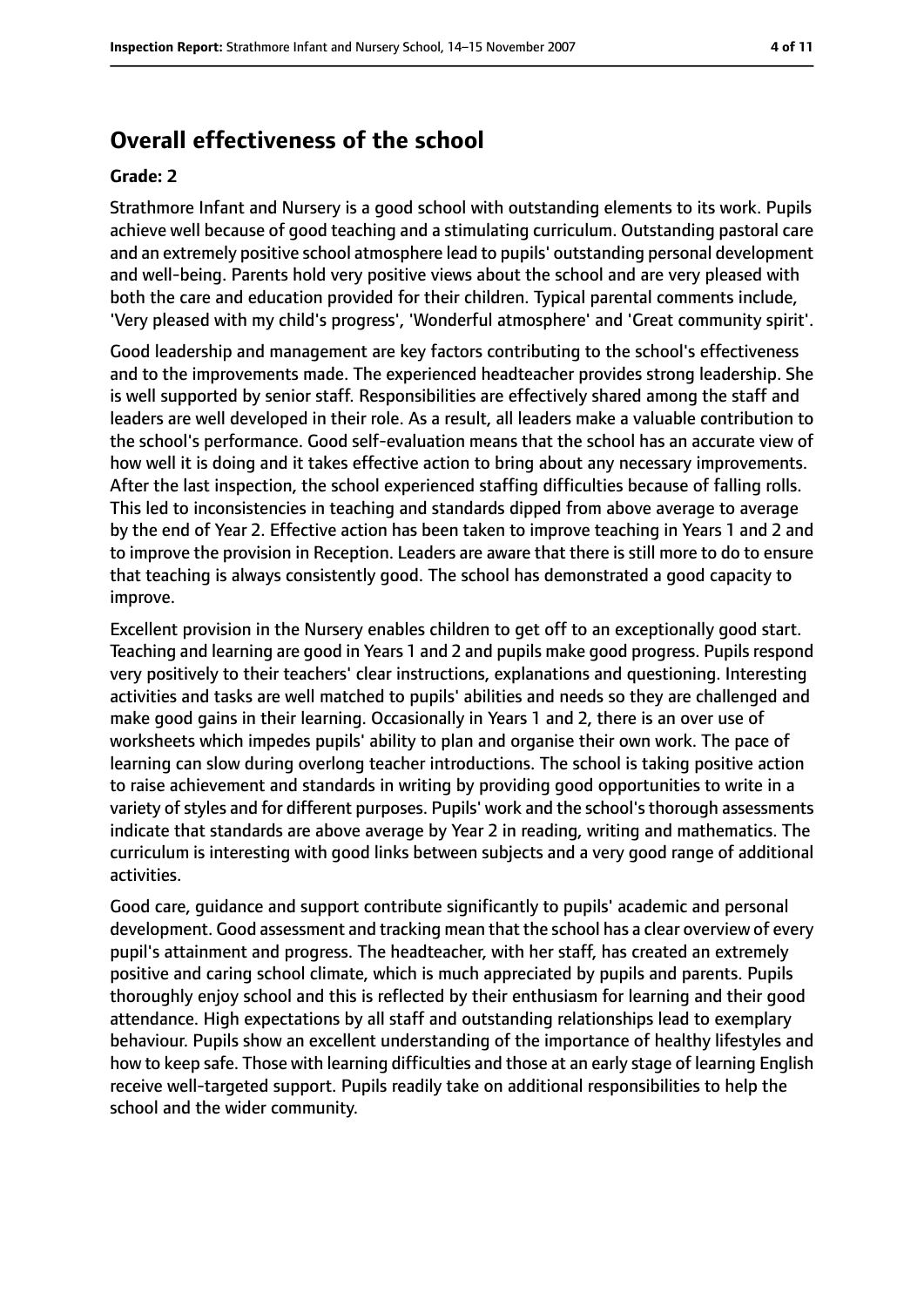## Overall effectiveness of the school

**Grade: 2**

Strathmore Infant and Nursery is a good school with outstanding elements to its work. Pupils achieve well because of good teaching and a stimulating curriculum. Outstanding pastoral care and an extremely positive school atmosphere lead to pupils' outstanding personal development and well-being. Parents hold very positive views about the school and are very pleased with both the care and education provided for their children. Typical parental comments include, 'Very pleased with my child's progress', 'Wonderful atmosphere' and 'Great community spirit'.

Good leadership and management are key factors contributing to the school's effectiveness and to the improvements made. The experienced headteacher provides strong leadership. She is well supported by senior staff. Responsibilities are effectively shared among the staff and leaders are well developed in their role. As a result, all leaders make a valuable contribution to the school's performance. Good self-evaluation means that the school has an accurate view of how well it is doing and it takes effective action to bring about any necessary improvements. After the last inspection, the school experienced staffing difficulties because of falling rolls. This led to inconsistencies in teaching and standards dipped from above average to average by the end of Year 2. Effective action has been taken to improve teaching in Years 1 and 2 and to improve the provision in Reception. Leaders are aware that there is still more to do to ensure that teaching is always consistently good. The school has demonstrated a good capacity to improve.

Excellent provision in the Nursery enables children to get off to an exceptionally good start. Teaching and learning are good in Years 1 and 2 and pupils make good progress. Pupils respond very positively to their teachers' clear instructions, explanations and questioning. Interesting activities and tasks are well matched to pupils' abilities and needs so they are challenged and make good gains in their learning. Occasionally in Years 1 and 2, there is an over use of worksheets which impedes pupils' ability to plan and organise their own work. The pace of learning can slow during overlong teacher introductions. The school is taking positive action to raise achievement and standards in writing by providing good opportunities to write in a variety of styles and for different purposes. Pupils' work and the school's thorough assessments indicate that standards are above average by Year 2 in reading, writing and mathematics. The curriculum is interesting with good links between subjects and a very good range of additional activities.

Good care, guidance and support contribute significantly to pupils' academic and personal development. Good assessment and tracking mean that the school has a clear overview of every pupil's attainment and progress. The headteacher, with her staff, has created an extremely positive and caring school climate, which is much appreciated by pupils and parents. Pupils thoroughly enjoy school and this is reflected by their enthusiasm for learning and their good attendance. High expectations by all staff and outstanding relationships lead to exemplary behaviour. Pupils show an excellent understanding of the importance of healthy lifestyles and how to keep safe. Those with learning difficulties and those at an early stage of learning English receive well-targeted support. Pupils readily take on additional responsibilities to help the school and the wider community.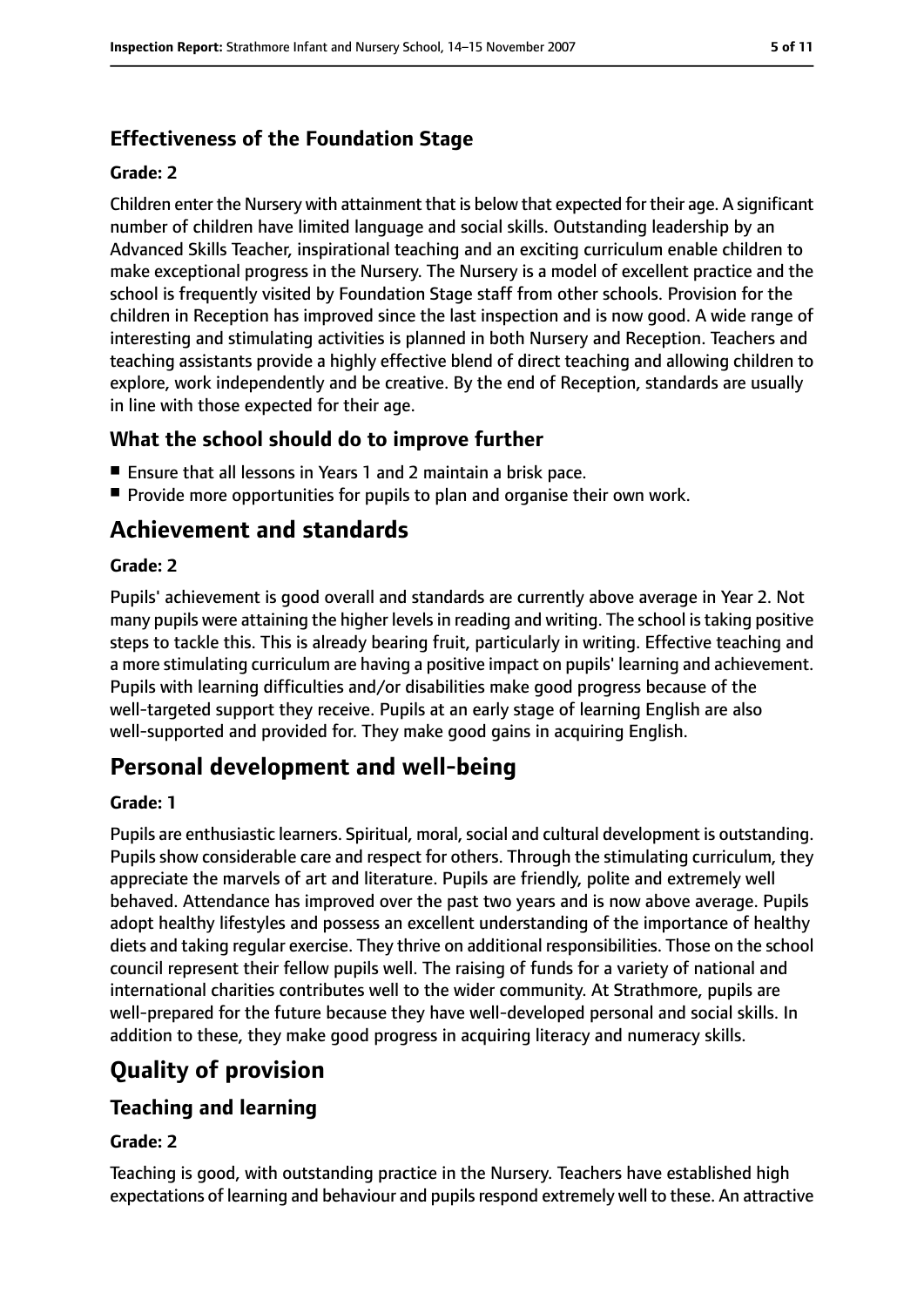### Effectiveness of the Foundation Stage

#### Grade: 2

Children enter the Nursery with attainment that is below that expected for their age. A significant number of children have limited language and social skills. Outstanding leadership by an Advanced Skills Teacher, inspirational teaching and an exciting curriculum enable children to make exceptional progress in the Nursery. The Nursery is a model of excellent practice and the school is frequently visited by Foundation Stage staff from other schools. Provision for the children in Reception has improved since the last inspection and is now good. A wide range of interesting and stimulating activities is planned in both Nursery and Reception. Teachers and teaching assistants provide a highly effective blend of direct teaching and allowing children to explore, work independently and be creative. By the end of Reception, standards are usually in line with those expected for their age.

### What the school should do to improve further

- Ensure that all lessons in Years 1 and 2 maintain a brisk pace.
- Provide more opportunities for pupils to plan and organise their own work.

## Achievement and standards

#### Grade: 2

Pupils' achievement is good overall and standards are currently above average in Year 2. Not many pupils were attaining the higher levels in reading and writing. The school is taking positive steps to tackle this. This is already bearing fruit, particularly in writing. Effective teaching and a more stimulating curriculum are having a positive impact on pupils' learning and achievement. Pupils with learning difficulties and/or disabilities make good progress because of the well-targeted support they receive. Pupils at an early stage of learning English are also well-supported and provided for. They make good gains in acquiring English.

## Personal development and well-being

#### Grade: 1

Pupils are enthusiastic learners. Spiritual, moral, social and cultural development is outstanding. Pupils show considerable care and respect for others. Through the stimulating curriculum, they appreciate the marvels of art and literature. Pupils are friendly, polite and extremely well behaved. Attendance has improved over the past two years and is now above average. Pupils adopt healthy lifestyles and possess an excellent understanding of the importance of healthy diets and taking regular exercise. They thrive on additional responsibilities. Those on the school council represent their fellow pupils well. The raising of funds for a variety of national and international charities contributes well to the wider community. At Strathmore, pupils are well-prepared for the future because they have well-developed personal and social skills. In addition to these, they make good progress in acquiring literacy and numeracy skills.

## Quality of provision

### Teaching and learning

#### Grade: 2

Teaching is good, with outstanding practice in the Nursery. Teachers have established high expectations of learning and behaviour and pupils respond extremely well to these. An attractive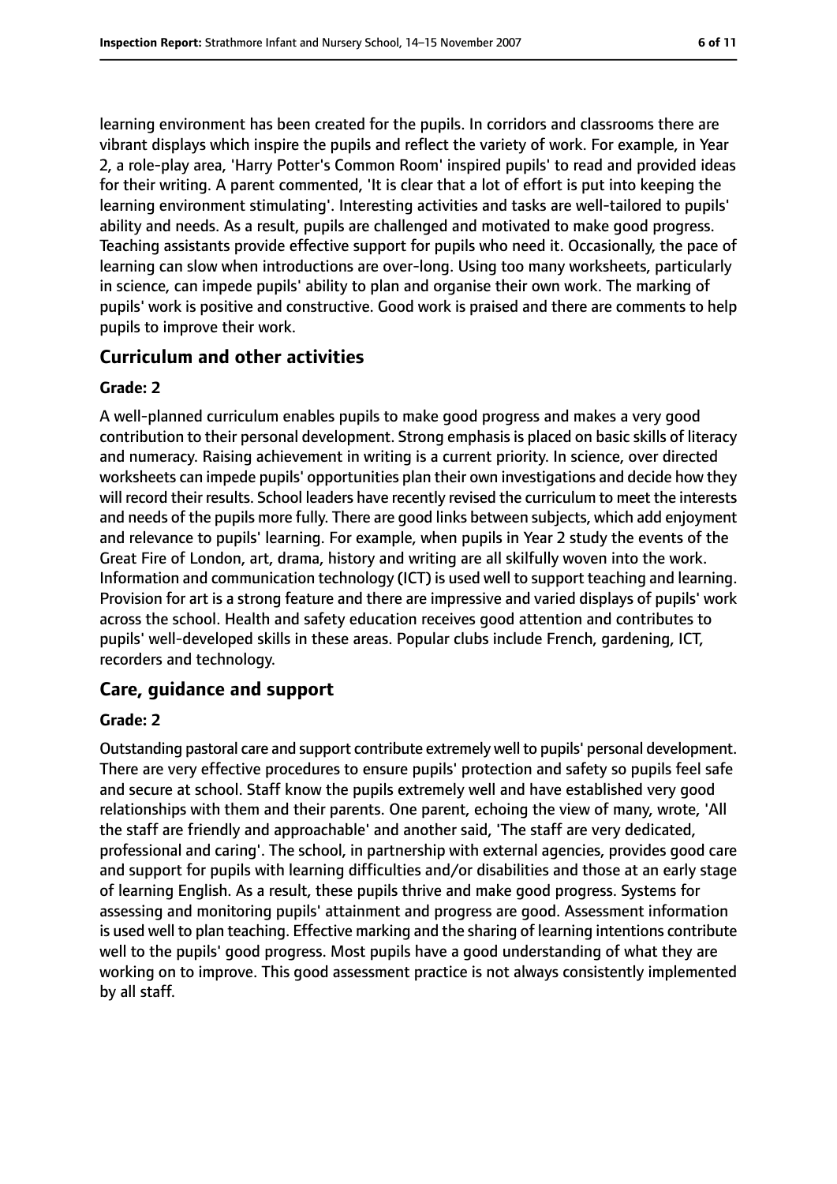learning environment has been created for the pupils. In corridors and classrooms there are vibrant displays which inspire the pupils and reflect the variety of work. For example, in Year 2, a role-play area, 'Harry Potter's Common Room' inspired pupils' to read and provided ideas for their writing. A parent commented, 'It is clear that a lot of effort is put into keeping the learning environment stimulating'. Interesting activities and tasks are well-tailored to pupils' ability and needs. As a result, pupils are challenged and motivated to make good progress. Teaching assistants provide effective support for pupils who need it. Occasionally, the pace of learning can slow when introductions are over-long. Using too many worksheets, particularly in science, can impede pupils' ability to plan and organise their own work. The marking of pupils' work is positive and constructive. Good work is praised and there are comments to help pupils to improve their work.

## Curriculum and other activities

### Grade: 2

A well-planned curriculum enables pupils to make good progress and makes a very good contribution to their personal development. Strong emphasis is placed on basic skills of literacy and numeracy. Raising achievement in writing is a current priority. In science, over directed worksheets can impede pupils' opportunities plan their own investigations and decide how they will record their results. School leaders have recently revised the curriculum to meet the interests and needs of the pupils more fully. There are good links between subjects, which add enjoyment and relevance to pupils' learning. For example, when pupils in Year 2 study the events of the Great Fire of London, art, drama, history and writing are all skilfully woven into the work. Information and communication technology (ICT) is used well to support teaching and learning. Provision for art is a strong feature and there are impressive and varied displays of pupils' work across the school. Health and safety education receives good attention and contributes to pupils' well-developed skills in these areas. Popular clubs include French, gardening, ICT, recorders and technology.

## Care, guidance and support

### Grade: 2

Outstanding pastoral care and support contribute extremely well to pupils' personal development. There are very effective procedures to ensure pupils' protection and safety so pupils feel safe and secure at school. Staff know the pupils extremely well and have established very good relationships with them and their parents. One parent, echoing the view of many, wrote, 'All the staff are friendly and approachable' and another said, 'The staff are very dedicated, professional and caring'. The school, in partnership with external agencies, provides good care and support for pupils with learning difficulties and/or disabilities and those at an early stage of learning English. As a result, these pupils thrive and make good progress. Systems for assessing and monitoring pupils' attainment and progress are good. Assessment information is used well to plan teaching. Effective marking and the sharing of learning intentions contribute well to the pupils' good progress. Most pupils have a good understanding of what they are working on to improve. This good assessment practice is not always consistently implemented by all staff.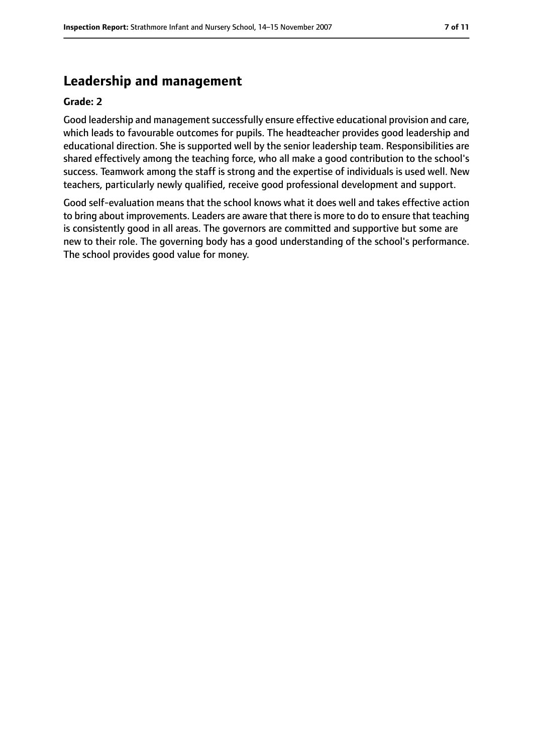## Leadership and management

**Grade: 2**

Good leadership and management successfully ensure effective educational provision and care, which leads to favourable outcomes for pupils. The headteacher provides good leadership and educational direction. She is supported well by the senior leadership team. Responsibilities are shared effectively among the teaching force, who all make a good contribution to the school's success. Teamwork among the staff is strong and the expertise of individuals is used well. New teachers, particularly newly qualified, receive good professional development and support.

Good self-evaluation means that the school knows what it does well and takes effective action to bring about improvements. Leaders are aware that there is more to do to ensure that teaching is consistently good in all areas. The governors are committed and supportive but some are new to their role. The governing body has a good understanding of the school's performance. The school provides good value for money.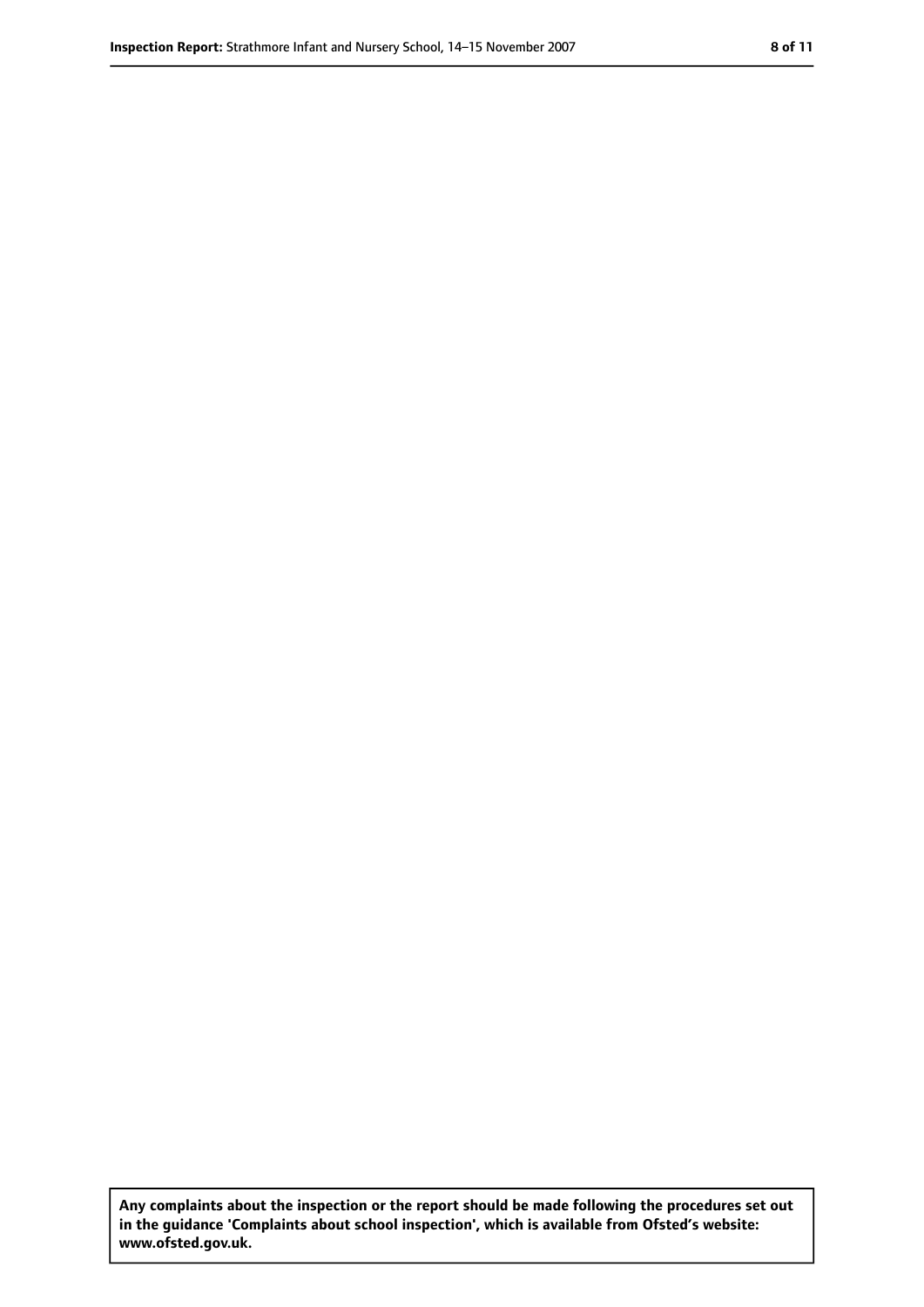**Any complaints about the inspection or the report should be made following the procedures set out in the guidance 'Complaints about school inspection', which is available from Ofsted's website: www.ofsted.gov.uk.**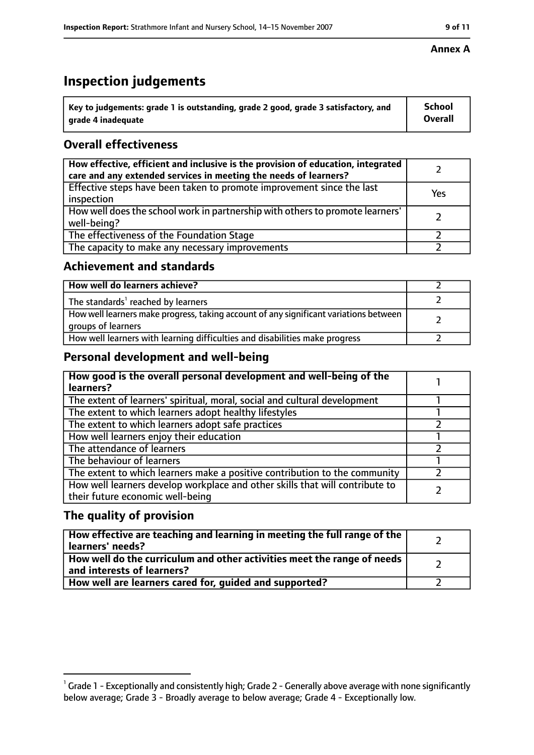**Annex A**

# Inspection judgements

| Key to judgements: grade 1 is outstanding, grade 2 good, grade 3 satisfactory, and grade 4 inadequate | School Overall |
|---|---|

## Overall effectiveness

| | |
|---|---|
| **How effective, efficient and inclusive is the provision of education, integrated care and any extended services in meeting the needs of learners?** | 2 |
| Effective steps have been taken to promote improvement since the last inspection | Yes |
| How well does the school work in partnership with others to promote learners' well-being? | 2 |
| The effectiveness of the Foundation Stage | 2 |
| The capacity to make any necessary improvements | 2 |

## Achievement and standards

| | |
|---|---|
| **How well do learners achieve?** | 2 |
| The standards[1] reached by learners | 2 |
| How well learners make progress, taking account of any significant variations between groups of learners | 2 |
| How well learners with learning difficulties and disabilities make progress | 2 |

## Personal development and well-being

| | |
|---|---|
| **How good is the overall personal development and well-being of the learners?** | 1 |
| The extent of learners' spiritual, moral, social and cultural development | 1 |
| The extent to which learners adopt healthy lifestyles | 1 |
| The extent to which learners adopt safe practices | 2 |
| How well learners enjoy their education | 1 |
| The attendance of learners | 2 |
| The behaviour of learners | 1 |
| The extent to which learners make a positive contribution to the community | 2 |
| How well learners develop workplace and other skills that will contribute to their future economic well-being | 2 |

## The quality of provision

| | |
|---|---|
| **How effective are teaching and learning in meeting the full range of the learners' needs?** | 2 |
| **How well do the curriculum and other activities meet the range of needs and interests of learners?** | 2 |
| **How well are learners cared for, guided and supported?** | 2 |

[1] Grade 1 - Exceptionally and consistently high; Grade 2 - Generally above average with none significantly below average; Grade 3 - Broadly average to below average; Grade 4 - Exceptionally low.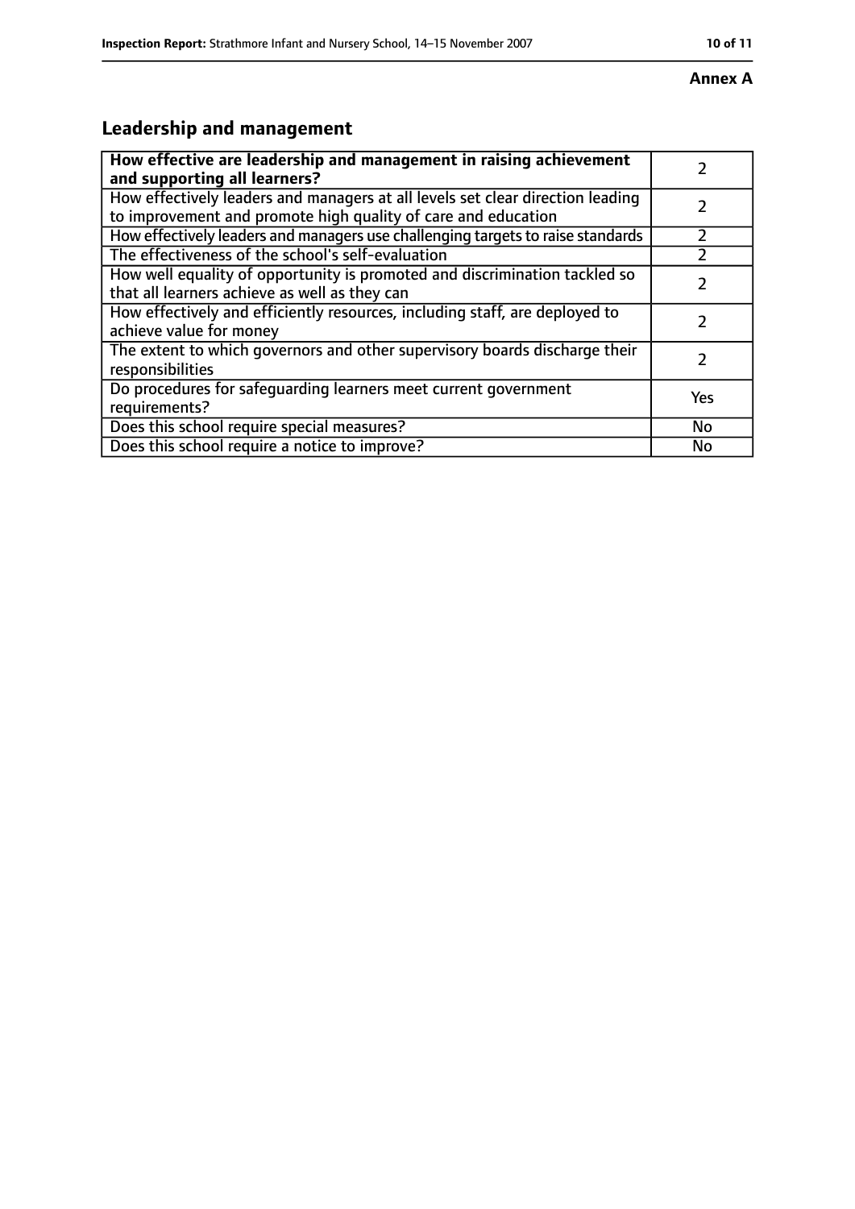**Annex A**

## Leadership and management

| How effective are leadership and management in raising achievement and supporting all learners? | 2 |
| --- | --- |
| How effectively leaders and managers at all levels set clear direction leading to improvement and promote high quality of care and education | 2 |
| How effectively leaders and managers use challenging targets to raise standards | 2 |
| The effectiveness of the school's self-evaluation | 2 |
| How well equality of opportunity is promoted and discrimination tackled so that all learners achieve as well as they can | 2 |
| How effectively and efficiently resources, including staff, are deployed to achieve value for money | 2 |
| The extent to which governors and other supervisory boards discharge their responsibilities | 2 |
| Do procedures for safeguarding learners meet current government requirements? | Yes |
| Does this school require special measures? | No |
| Does this school require a notice to improve? | No |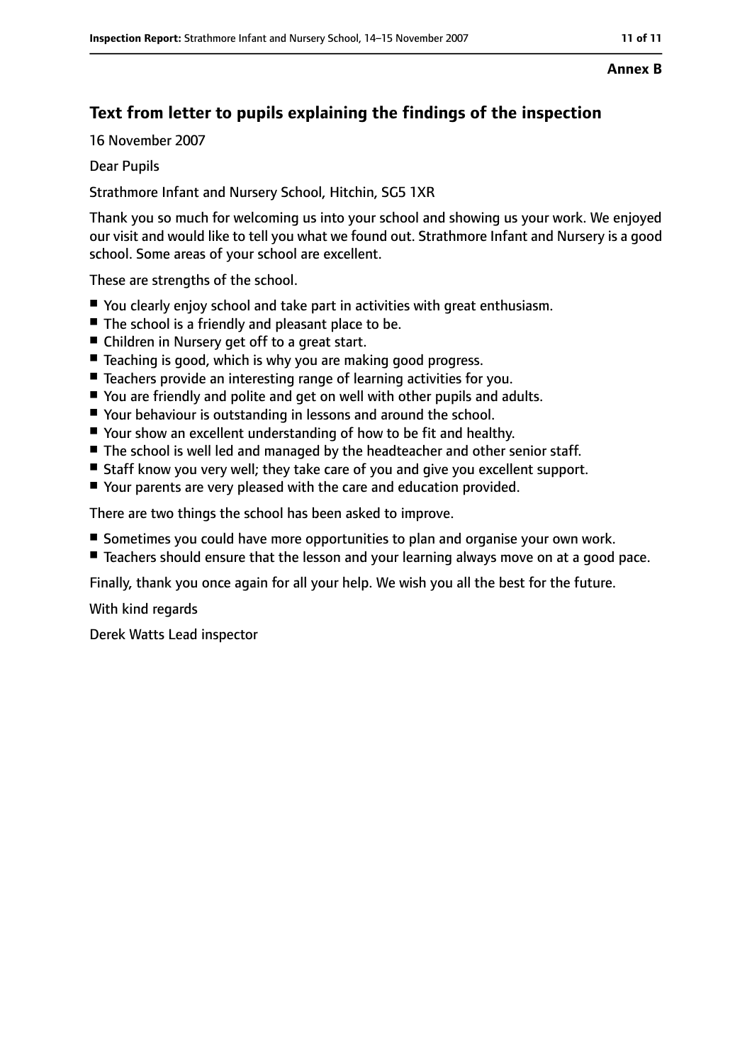**Annex B**

## Text from letter to pupils explaining the findings of the inspection

16 November 2007

Dear Pupils

Strathmore Infant and Nursery School, Hitchin, SG5 1XR

Thank you so much for welcoming us into your school and showing us your work. We enjoyed our visit and would like to tell you what we found out. Strathmore Infant and Nursery is a good school. Some areas of your school are excellent.

These are strengths of the school.

- You clearly enjoy school and take part in activities with great enthusiasm.
- The school is a friendly and pleasant place to be.
- Children in Nursery get off to a great start.
- Teaching is good, which is why you are making good progress.
- Teachers provide an interesting range of learning activities for you.
- You are friendly and polite and get on well with other pupils and adults.
- Your behaviour is outstanding in lessons and around the school.
- Your show an excellent understanding of how to be fit and healthy.
- The school is well led and managed by the headteacher and other senior staff.
- Staff know you very well; they take care of you and give you excellent support.
- Your parents are very pleased with the care and education provided.

There are two things the school has been asked to improve.

- Sometimes you could have more opportunities to plan and organise your own work.
- Teachers should ensure that the lesson and your learning always move on at a good pace.

Finally, thank you once again for all your help. We wish you all the best for the future.

With kind regards

Derek Watts Lead inspector